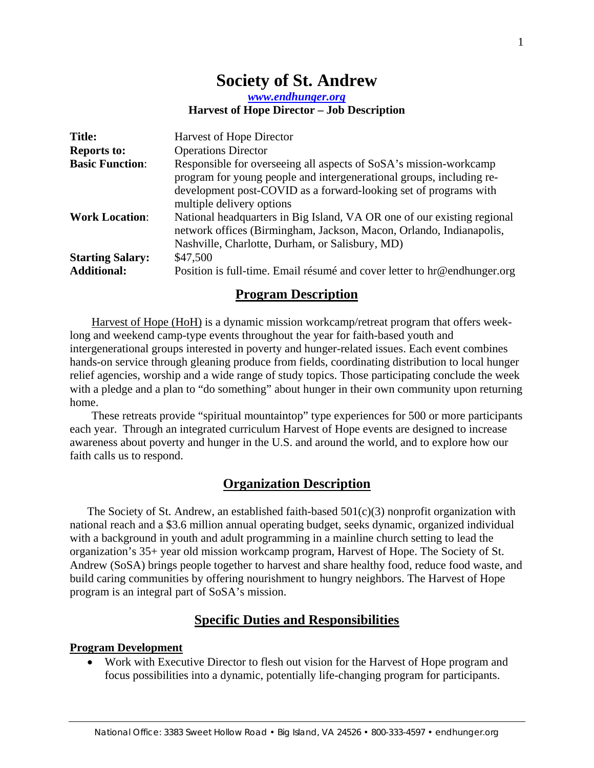# Society of St. Andrew

***www.endhunger.org***

**Harvest of Hope Director – Job Description**

| | |
|---|---|
| **Title:** | Harvest of Hope Director |
| **Reports to:** | Operations Director |
| **Basic Function**: | Responsible for overseeing all aspects of SoSA's mission-workcamp program for young people and intergenerational groups, including re-development post-COVID as a forward-looking set of programs with multiple delivery options |
| **Work Location**: | National headquarters in Big Island, VA OR one of our existing regional network offices (Birmingham, Jackson, Macon, Orlando, Indianapolis, Nashville, Charlotte, Durham, or Salisbury, MD) |
| **Starting Salary:** | $47,500 |
| **Additional:** | Position is full-time. Email résumé and cover letter to hr@endhunger.org |

## Program Description

Harvest of Hope (HoH) is a dynamic mission workcamp/retreat program that offers week-long and weekend camp-type events throughout the year for faith-based youth and intergenerational groups interested in poverty and hunger-related issues. Each event combines hands-on service through gleaning produce from fields, coordinating distribution to local hunger relief agencies, worship and a wide range of study topics. Those participating conclude the week with a pledge and a plan to "do something" about hunger in their own community upon returning home.

These retreats provide "spiritual mountaintop" type experiences for 500 or more participants each year. Through an integrated curriculum Harvest of Hope events are designed to increase awareness about poverty and hunger in the U.S. and around the world, and to explore how our faith calls us to respond.

## Organization Description

The Society of St. Andrew, an established faith-based 501(c)(3) nonprofit organization with national reach and a $3.6 million annual operating budget, seeks dynamic, organized individual with a background in youth and adult programming in a mainline church setting to lead the organization's 35+ year old mission workcamp program, Harvest of Hope. The Society of St. Andrew (SoSA) brings people together to harvest and share healthy food, reduce food waste, and build caring communities by offering nourishment to hungry neighbors. The Harvest of Hope program is an integral part of SoSA's mission.

## Specific Duties and Responsibilities

### Program Development

- Work with Executive Director to flesh out vision for the Harvest of Hope program and focus possibilities into a dynamic, potentially life-changing program for participants.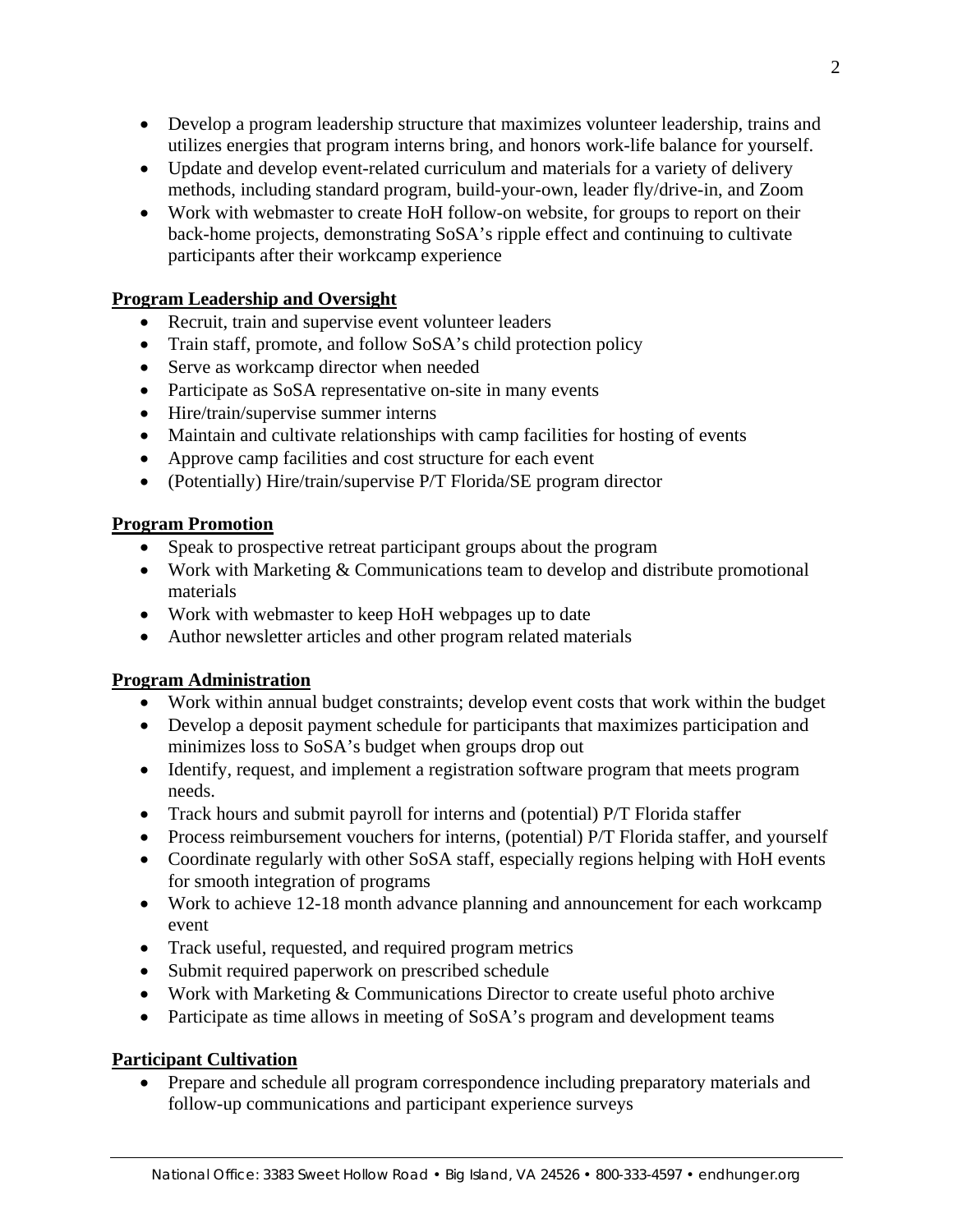- Develop a program leadership structure that maximizes volunteer leadership, trains and utilizes energies that program interns bring, and honors work-life balance for yourself.
- Update and develop event-related curriculum and materials for a variety of delivery methods, including standard program, build-your-own, leader fly/drive-in, and Zoom
- Work with webmaster to create HoH follow-on website, for groups to report on their back-home projects, demonstrating SoSA's ripple effect and continuing to cultivate participants after their workcamp experience

**Program Leadership and Oversight**

- Recruit, train and supervise event volunteer leaders
- Train staff, promote, and follow SoSA's child protection policy
- Serve as workcamp director when needed
- Participate as SoSA representative on-site in many events
- Hire/train/supervise summer interns
- Maintain and cultivate relationships with camp facilities for hosting of events
- Approve camp facilities and cost structure for each event
- (Potentially) Hire/train/supervise P/T Florida/SE program director

**Program Promotion**

- Speak to prospective retreat participant groups about the program
- Work with Marketing & Communications team to develop and distribute promotional materials
- Work with webmaster to keep HoH webpages up to date
- Author newsletter articles and other program related materials

**Program Administration**

- Work within annual budget constraints; develop event costs that work within the budget
- Develop a deposit payment schedule for participants that maximizes participation and minimizes loss to SoSA's budget when groups drop out
- Identify, request, and implement a registration software program that meets program needs.
- Track hours and submit payroll for interns and (potential) P/T Florida staffer
- Process reimbursement vouchers for interns, (potential) P/T Florida staffer, and yourself
- Coordinate regularly with other SoSA staff, especially regions helping with HoH events for smooth integration of programs
- Work to achieve 12-18 month advance planning and announcement for each workcamp event
- Track useful, requested, and required program metrics
- Submit required paperwork on prescribed schedule
- Work with Marketing & Communications Director to create useful photo archive
- Participate as time allows in meeting of SoSA's program and development teams

**Participant Cultivation**

- Prepare and schedule all program correspondence including preparatory materials and follow-up communications and participant experience surveys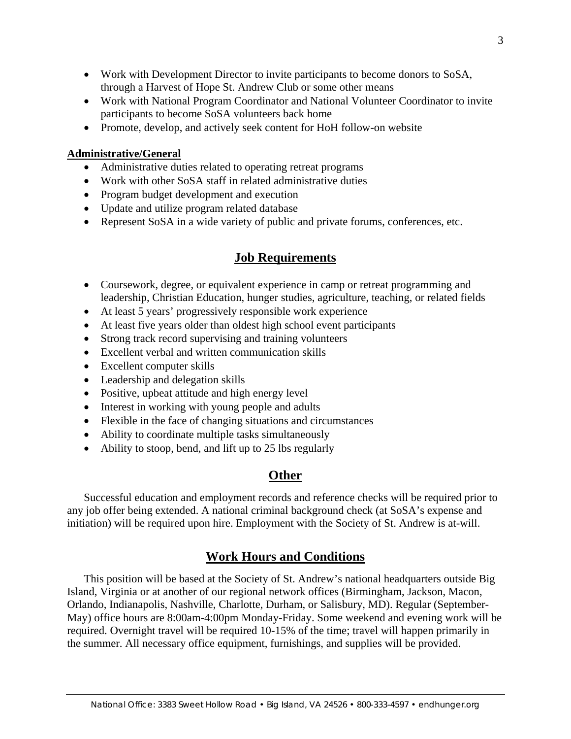- Work with Development Director to invite participants to become donors to SoSA, through a Harvest of Hope St. Andrew Club or some other means
- Work with National Program Coordinator and National Volunteer Coordinator to invite participants to become SoSA volunteers back home
- Promote, develop, and actively seek content for HoH follow-on website

**Administrative/General**

- Administrative duties related to operating retreat programs
- Work with other SoSA staff in related administrative duties
- Program budget development and execution
- Update and utilize program related database
- Represent SoSA in a wide variety of public and private forums, conferences, etc.

## Job Requirements

- Coursework, degree, or equivalent experience in camp or retreat programming and leadership, Christian Education, hunger studies, agriculture, teaching, or related fields
- At least 5 years' progressively responsible work experience
- At least five years older than oldest high school event participants
- Strong track record supervising and training volunteers
- Excellent verbal and written communication skills
- Excellent computer skills
- Leadership and delegation skills
- Positive, upbeat attitude and high energy level
- Interest in working with young people and adults
- Flexible in the face of changing situations and circumstances
- Ability to coordinate multiple tasks simultaneously
- Ability to stoop, bend, and lift up to 25 lbs regularly

## Other

Successful education and employment records and reference checks will be required prior to any job offer being extended. A national criminal background check (at SoSA's expense and initiation) will be required upon hire. Employment with the Society of St. Andrew is at-will.

## Work Hours and Conditions

This position will be based at the Society of St. Andrew's national headquarters outside Big Island, Virginia or at another of our regional network offices (Birmingham, Jackson, Macon, Orlando, Indianapolis, Nashville, Charlotte, Durham, or Salisbury, MD). Regular (September-May) office hours are 8:00am-4:00pm Monday-Friday. Some weekend and evening work will be required. Overnight travel will be required 10-15% of the time; travel will happen primarily in the summer. All necessary office equipment, furnishings, and supplies will be provided.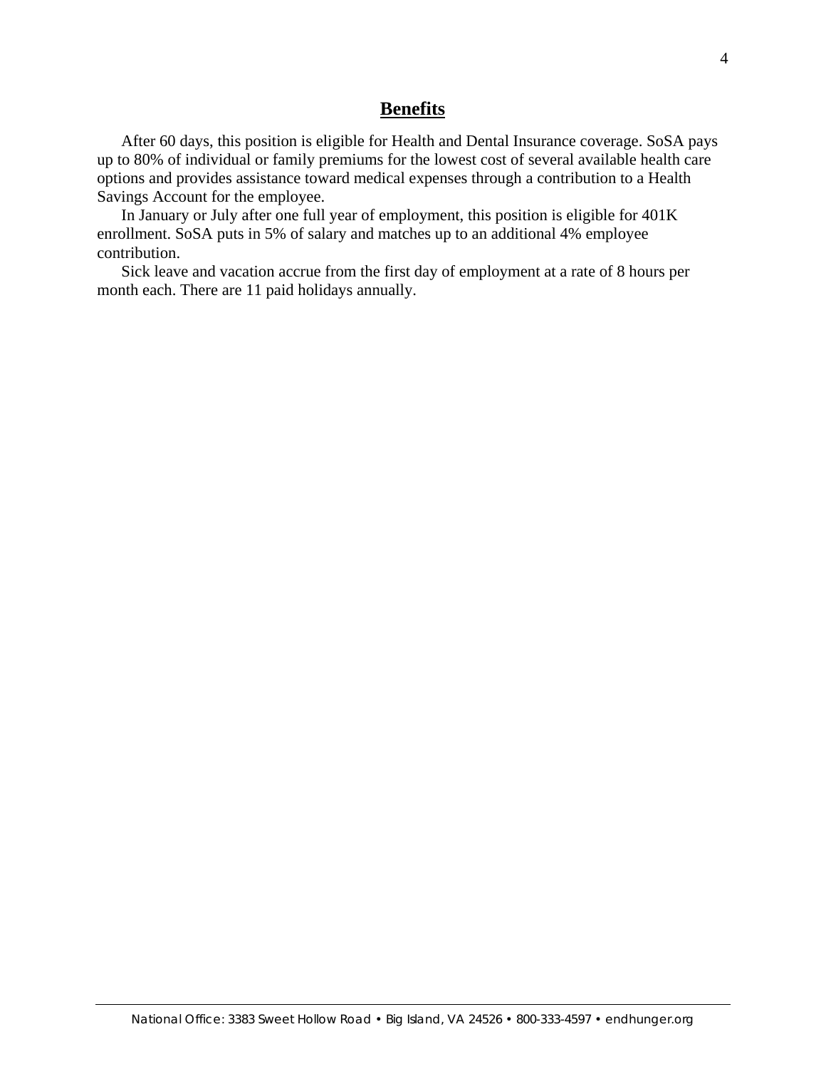## **Benefits**

After 60 days, this position is eligible for Health and Dental Insurance coverage. SoSA pays up to 80% of individual or family premiums for the lowest cost of several available health care options and provides assistance toward medical expenses through a contribution to a Health Savings Account for the employee.

In January or July after one full year of employment, this position is eligible for 401K enrollment. SoSA puts in 5% of salary and matches up to an additional 4% employee contribution.

Sick leave and vacation accrue from the first day of employment at a rate of 8 hours per month each. There are 11 paid holidays annually.